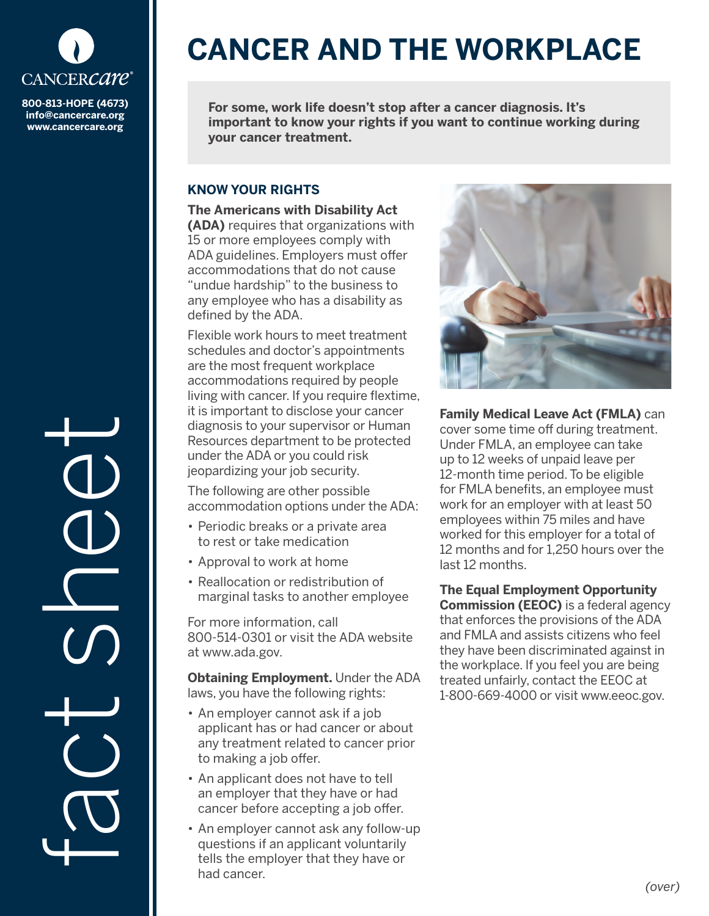CANCERcare®

800-813-HOPE (4673)
info@cancercare.org
www.cancercare.org

fact sheet

# CANCER AND THE WORKPLACE

**For some, work life doesn't stop after a cancer diagnosis. It's important to know your rights if you want to continue working during your cancer treatment.**

## KNOW YOUR RIGHTS

**The Americans with Disability Act (ADA)** requires that organizations with 15 or more employees comply with ADA guidelines. Employers must offer accommodations that do not cause "undue hardship" to the business to any employee who has a disability as defined by the ADA.

Flexible work hours to meet treatment schedules and doctor's appointments are the most frequent workplace accommodations required by people living with cancer. If you require flextime, it is important to disclose your cancer diagnosis to your supervisor or Human Resources department to be protected under the ADA or you could risk jeopardizing your job security.

The following are other possible accommodation options under the ADA:

- Periodic breaks or a private area to rest or take medication
- Approval to work at home
- Reallocation or redistribution of marginal tasks to another employee

For more information, call 800-514-0301 or visit the ADA website at www.ada.gov.

**Obtaining Employment.** Under the ADA laws, you have the following rights:

- An employer cannot ask if a job applicant has or had cancer or about any treatment related to cancer prior to making a job offer.
- An applicant does not have to tell an employer that they have or had cancer before accepting a job offer.
- An employer cannot ask any follow-up questions if an applicant voluntarily tells the employer that they have or had cancer.

**Family Medical Leave Act (FMLA)** can cover some time off during treatment. Under FMLA, an employee can take up to 12 weeks of unpaid leave per 12-month time period. To be eligible for FMLA benefits, an employee must work for an employer with at least 50 employees within 75 miles and have worked for this employer for a total of 12 months and for 1,250 hours over the last 12 months.

**The Equal Employment Opportunity Commission (EEOC)** is a federal agency that enforces the provisions of the ADA and FMLA and assists citizens who feel they have been discriminated against in the workplace. If you feel you are being treated unfairly, contact the EEOC at 1-800-669-4000 or visit www.eeoc.gov.

*(over)*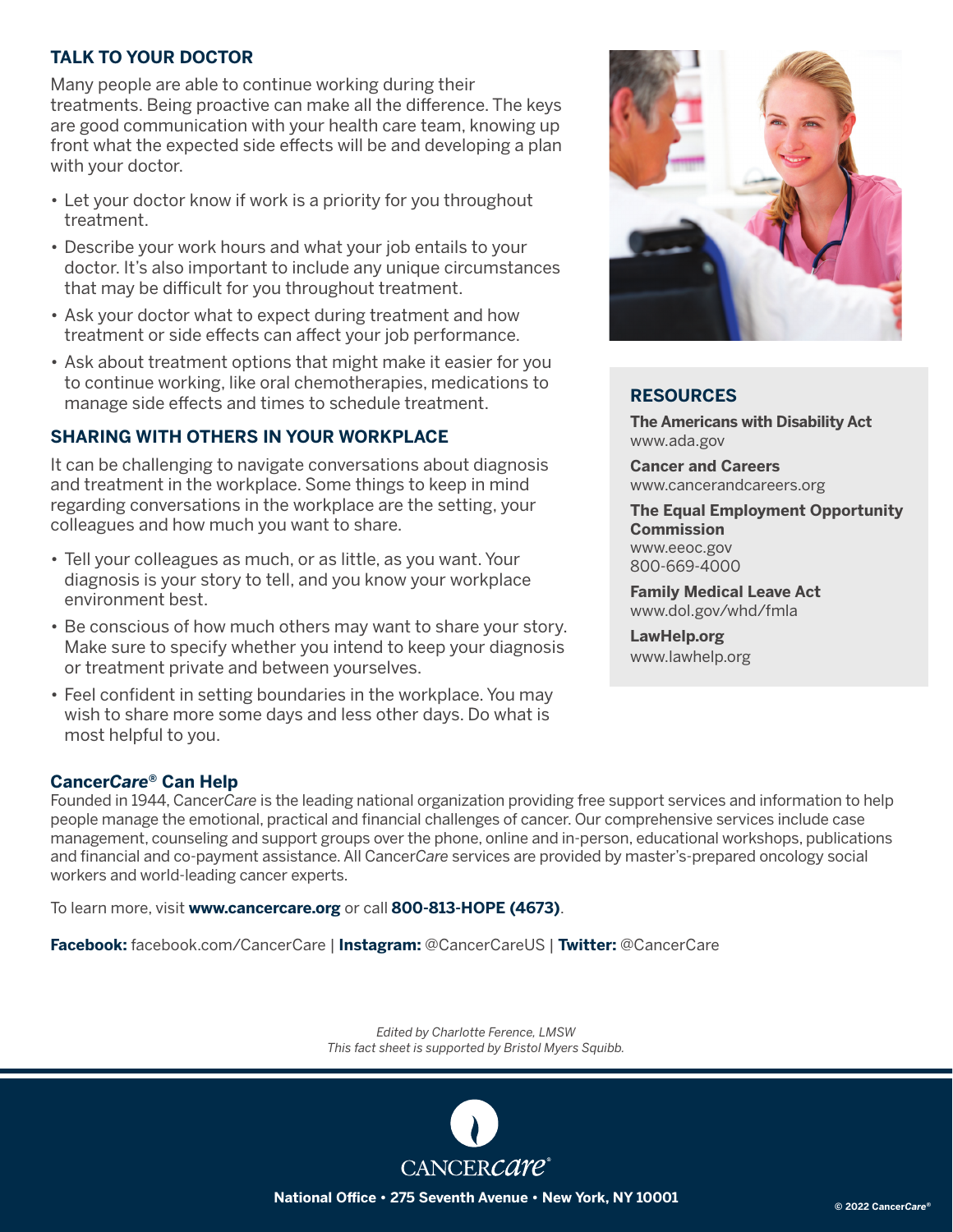## TALK TO YOUR DOCTOR

Many people are able to continue working during their treatments. Being proactive can make all the difference. The keys are good communication with your health care team, knowing up front what the expected side effects will be and developing a plan with your doctor.

- Let your doctor know if work is a priority for you throughout treatment.
- Describe your work hours and what your job entails to your doctor. It's also important to include any unique circumstances that may be difficult for you throughout treatment.
- Ask your doctor what to expect during treatment and how treatment or side effects can affect your job performance.
- Ask about treatment options that might make it easier for you to continue working, like oral chemotherapies, medications to manage side effects and times to schedule treatment.

## SHARING WITH OTHERS IN YOUR WORKPLACE

It can be challenging to navigate conversations about diagnosis and treatment in the workplace. Some things to keep in mind regarding conversations in the workplace are the setting, your colleagues and how much you want to share.

- Tell your colleagues as much, or as little, as you want. Your diagnosis is your story to tell, and you know your workplace environment best.
- Be conscious of how much others may want to share your story. Make sure to specify whether you intend to keep your diagnosis or treatment private and between yourselves.
- Feel confident in setting boundaries in the workplace. You may wish to share more some days and less other days. Do what is most helpful to you.

## RESOURCES

**The Americans with Disability Act**
www.ada.gov

**Cancer and Careers**
www.cancerandcareers.org

**The Equal Employment Opportunity Commission**
www.eeoc.gov
800-669-4000

**Family Medical Leave Act**
www.dol.gov/whd/fmla

**LawHelp.org**
www.lawhelp.org

### Cancer*Care*® Can Help

Founded in 1944, Cancer*Care* is the leading national organization providing free support services and information to help people manage the emotional, practical and financial challenges of cancer. Our comprehensive services include case management, counseling and support groups over the phone, online and in-person, educational workshops, publications and financial and co-payment assistance. All Cancer*Care* services are provided by master's-prepared oncology social workers and world-leading cancer experts.

To learn more, visit **www.cancercare.org** or call **800-813-HOPE (4673)**.

**Facebook:** facebook.com/CancerCare | **Instagram:** @CancerCareUS | **Twitter:** @CancerCare

*Edited by Charlotte Ference, LMSW*
*This fact sheet is supported by Bristol Myers Squibb.*

CANCER*care*®

**National Office • 275 Seventh Avenue • New York, NY 10001**

© 2022 CancerCare®